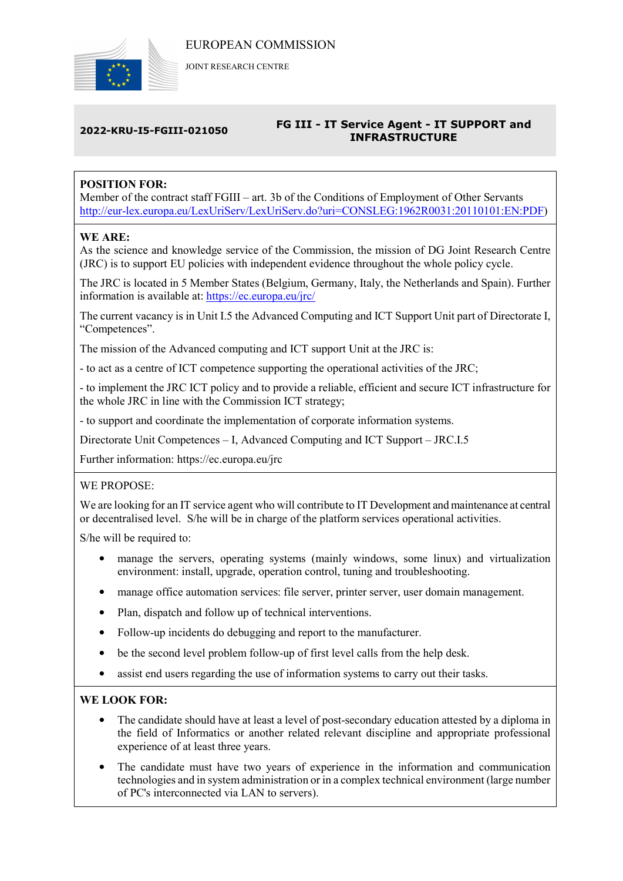EUROPEAN COMMISSION

JOINT RESEARCH CENTRE

**2022-KRU-I5-FGIII-021050**

**FG III - IT Service Agent - IT SUPPORT and INFRASTRUCTURE**

**POSITION FOR:**

Member of the contract staff FGIII – art. 3b of the Conditions of Employment of Other Servants http://eur-lex.europa.eu/LexUriServ/LexUriServ.do?uri=CONSLEG:1962R0031:20110101:EN:PDF)

**WE ARE:**

As the science and knowledge service of the Commission, the mission of DG Joint Research Centre (JRC) is to support EU policies with independent evidence throughout the whole policy cycle.

The JRC is located in 5 Member States (Belgium, Germany, Italy, the Netherlands and Spain). Further information is available at: https://ec.europa.eu/jrc/

The current vacancy is in Unit I.5 the Advanced Computing and ICT Support Unit part of Directorate I, "Competences".

The mission of the Advanced computing and ICT support Unit at the JRC is:

- to act as a centre of ICT competence supporting the operational activities of the JRC;

- to implement the JRC ICT policy and to provide a reliable, efficient and secure ICT infrastructure for the whole JRC in line with the Commission ICT strategy;

- to support and coordinate the implementation of corporate information systems.

Directorate Unit Competences – I, Advanced Computing and ICT Support – JRC.I.5

Further information: https://ec.europa.eu/jrc

WE PROPOSE:

We are looking for an IT service agent who will contribute to IT Development and maintenance at central or decentralised level. S/he will be in charge of the platform services operational activities.

S/he will be required to:

- manage the servers, operating systems (mainly windows, some linux) and virtualization environment: install, upgrade, operation control, tuning and troubleshooting.
- manage office automation services: file server, printer server, user domain management.
- Plan, dispatch and follow up of technical interventions.
- Follow-up incidents do debugging and report to the manufacturer.
- be the second level problem follow-up of first level calls from the help desk.
- assist end users regarding the use of information systems to carry out their tasks.

**WE LOOK FOR:**

- The candidate should have at least a level of post-secondary education attested by a diploma in the field of Informatics or another related relevant discipline and appropriate professional experience of at least three years.
- The candidate must have two years of experience in the information and communication technologies and in system administration or in a complex technical environment (large number of PC's interconnected via LAN to servers).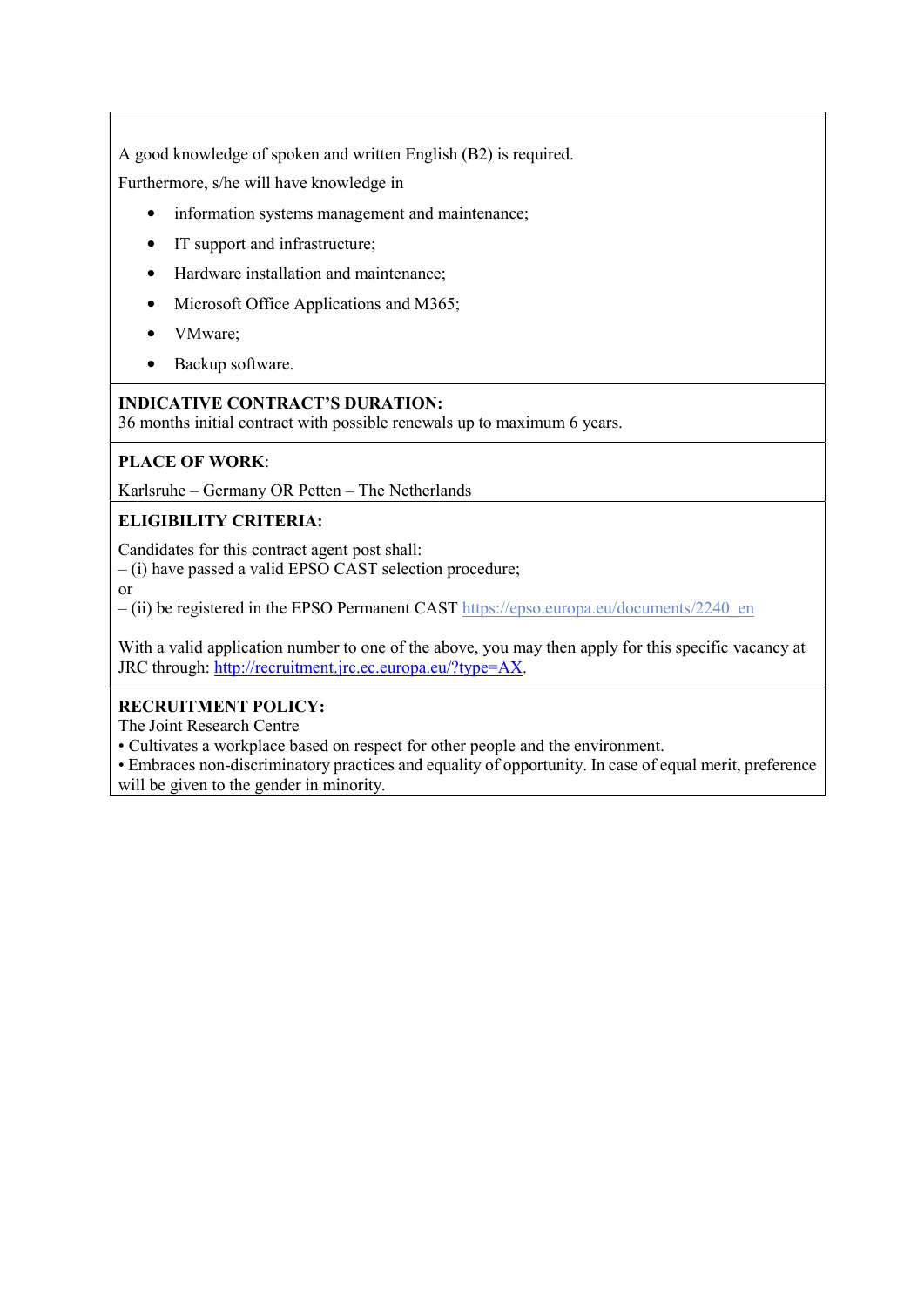A good knowledge of spoken and written English (B2) is required.

Furthermore, s/he will have knowledge in

- information systems management and maintenance;
- IT support and infrastructure;
- Hardware installation and maintenance;
- Microsoft Office Applications and M365;
- VMware;
- Backup software.

**INDICATIVE CONTRACT'S DURATION:**
36 months initial contract with possible renewals up to maximum 6 years.

**PLACE OF WORK**:

Karlsruhe – Germany OR Petten – The Netherlands

**ELIGIBILITY CRITERIA:**

Candidates for this contract agent post shall:
– (i) have passed a valid EPSO CAST selection procedure;
or
– (ii) be registered in the EPSO Permanent CAST https://epso.europa.eu/documents/2240_en

With a valid application number to one of the above, you may then apply for this specific vacancy at JRC through: http://recruitment.jrc.ec.europa.eu/?type=AX.

**RECRUITMENT POLICY:**
The Joint Research Centre
• Cultivates a workplace based on respect for other people and the environment.
• Embraces non-discriminatory practices and equality of opportunity. In case of equal merit, preference will be given to the gender in minority.